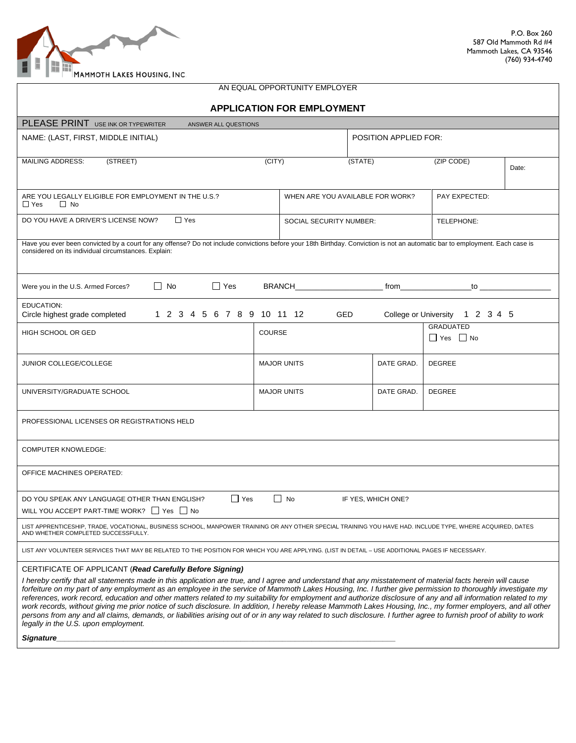MAMMOTH LAKES HOUSING, INC.

P.O. Box 260
587 Old Mammoth Rd #4
Mammoth Lakes, CA 93546
(760) 934-4740

AN EQUAL OPPORTUNITY EMPLOYER

# APPLICATION FOR EMPLOYMENT

PLEASE PRINT USE INK OR TYPEWRITER ANSWER ALL QUESTIONS

| NAME: (LAST, FIRST, MIDDLE INITIAL) | | | POSITION APPLIED FOR: | |
|---|---|---|---|---|
| MAILING ADDRESS: (STREET) | (CITY) | (STATE) | (ZIP CODE) | Date: |

| ARE YOU LEGALLY ELIGIBLE FOR EMPLOYMENT IN THE U.S.? ☐ Yes ☐ No | WHEN ARE YOU AVAILABLE FOR WORK? | PAY EXPECTED: |
|---|---|---|
| DO YOU HAVE A DRIVER'S LICENSE NOW? ☐ Yes | SOCIAL SECURITY NUMBER: | TELEPHONE: |

Have you ever been convicted by a court for any offense? Do not include convictions before your 18th Birthday. Conviction is not an automatic bar to employment. Each case is considered on its individual circumstances. Explain:

Were you in the U.S. Armed Forces? ☐ No ☐ Yes BRANCH____________________ from________________ to ________________

EDUCATION:
Circle highest grade completed 1 2 3 4 5 6 7 8 9 10 11 12 GED College or University 1 2 3 4 5

| HIGH SCHOOL OR GED | COURSE | | GRADUATED ☐ Yes ☐ No |
|---|---|---|---|
| JUNIOR COLLEGE/COLLEGE | MAJOR UNITS | DATE GRAD. | DEGREE |
| UNIVERSITY/GRADUATE SCHOOL | MAJOR UNITS | DATE GRAD. | DEGREE |

PROFESSIONAL LICENSES OR REGISTRATIONS HELD

COMPUTER KNOWLEDGE:

OFFICE MACHINES OPERATED:

DO YOU SPEAK ANY LANGUAGE OTHER THAN ENGLISH? ☐ Yes ☐ No IF YES, WHICH ONE?
WILL YOU ACCEPT PART-TIME WORK? ☐ Yes ☐ No

LIST APPRENTICESHIP, TRADE, VOCATIONAL, BUSINESS SCHOOL, MANPOWER TRAINING OR ANY OTHER SPECIAL TRAINING YOU HAVE HAD. INCLUDE TYPE, WHERE ACQUIRED, DATES AND WHETHER COMPLETED SUCCESSFULLY.

LIST ANY VOLUNTEER SERVICES THAT MAY BE RELATED TO THE POSITION FOR WHICH YOU ARE APPLYING. (LIST IN DETAIL – USE ADDITIONAL PAGES IF NECESSARY.

CERTIFICATE OF APPLICANT (***Read Carefully Before Signing)***

*I hereby certify that all statements made in this application are true, and I agree and understand that any misstatement of material facts herein will cause forfeiture on my part of any employment as an employee in the service of Mammoth Lakes Housing, Inc. I further give permission to thoroughly investigate my references, work record, education and other matters related to my suitability for employment and authorize disclosure of any and all information related to my work records, without giving me prior notice of such disclosure. In addition, I hereby release Mammoth Lakes Housing, Inc., my former employers, and all other persons from any and all claims, demands, or liabilities arising out of or in any way related to such disclosure. I further agree to furnish proof of ability to work legally in the U.S. upon employment.*

***Signature***________________________________________________________________________________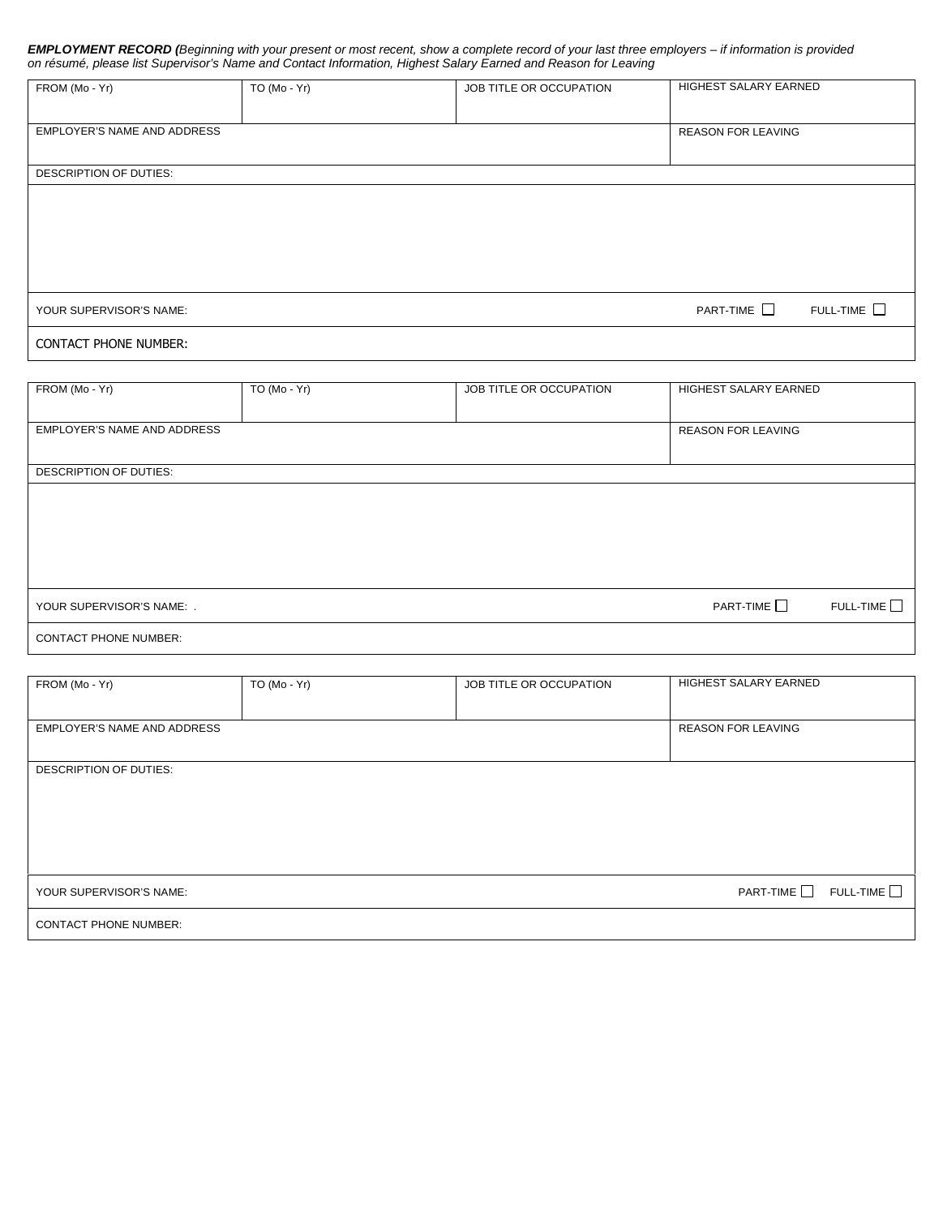***EMPLOYMENT RECORD (****Beginning with your present or most recent, show a complete record of your last three employers – if information is provided on résumé, please list Supervisor's Name and Contact Information, Highest Salary Earned and Reason for Leaving*

| FROM (Mo - Yr) | TO (Mo - Yr) | JOB TITLE OR OCCUPATION | HIGHEST SALARY EARNED |
|---|---|---|---|
| EMPLOYER'S NAME AND ADDRESS | | | REASON FOR LEAVING |
| DESCRIPTION OF DUTIES: | | | |
| | | | |
| YOUR SUPERVISOR'S NAME: | | | PART-TIME ☐ FULL-TIME ☐ |
| CONTACT PHONE NUMBER: | | | |

| FROM (Mo - Yr) | TO (Mo - Yr) | JOB TITLE OR OCCUPATION | HIGHEST SALARY EARNED |
|---|---|---|---|
| EMPLOYER'S NAME AND ADDRESS | | | REASON FOR LEAVING |
| DESCRIPTION OF DUTIES: | | | |
| | | | |
| YOUR SUPERVISOR'S NAME: . | | | PART-TIME ☐ FULL-TIME ☐ |
| CONTACT PHONE NUMBER: | | | |

| FROM (Mo - Yr) | TO (Mo - Yr) | JOB TITLE OR OCCUPATION | HIGHEST SALARY EARNED |
|---|---|---|---|
| EMPLOYER'S NAME AND ADDRESS | | | REASON FOR LEAVING |
| DESCRIPTION OF DUTIES: | | | |
| YOUR SUPERVISOR'S NAME: | | | PART-TIME ☐ FULL-TIME ☐ |
| CONTACT PHONE NUMBER: | | | |